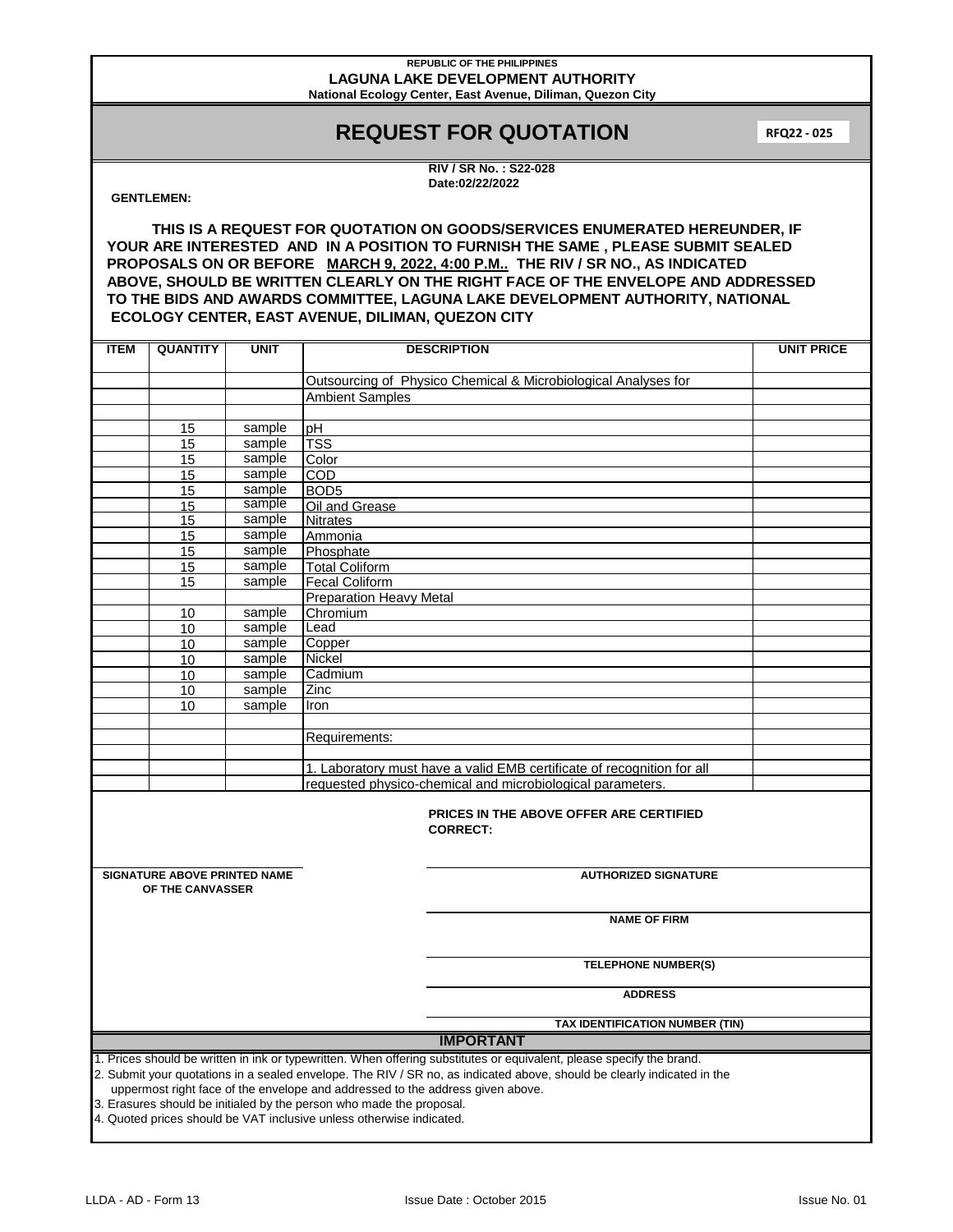REPUBLIC OF THE PHILIPPINES
**LAGUNA LAKE DEVELOPMENT AUTHORITY**
National Ecology Center, East Avenue, Diliman, Quezon City

# REQUEST FOR QUOTATION

**RFQ22 - 025**

**RIV / SR No. : S22-028**
**Date:02/22/2022**

**GENTLEMEN:**

**THIS IS A REQUEST FOR QUOTATION ON GOODS/SERVICES ENUMERATED HEREUNDER, IF YOUR ARE INTERESTED AND IN A POSITION TO FURNISH THE SAME , PLEASE SUBMIT SEALED PROPOSALS ON OR BEFORE MARCH 9, 2022, 4:00 P.M.. THE RIV / SR NO., AS INDICATED ABOVE, SHOULD BE WRITTEN CLEARLY ON THE RIGHT FACE OF THE ENVELOPE AND ADDRESSED TO THE BIDS AND AWARDS COMMITTEE, LAGUNA LAKE DEVELOPMENT AUTHORITY, NATIONAL ECOLOGY CENTER, EAST AVENUE, DILIMAN, QUEZON CITY**

| ITEM | QUANTITY | UNIT | DESCRIPTION | UNIT PRICE |
|---|---|---|---|---|
| | | | Outsourcing of Physico Chemical & Microbiological Analyses for | |
| | | | Ambient Samples | |
| | | | | |
| | 15 | sample | pH | |
| | 15 | sample | TSS | |
| | 15 | sample | Color | |
| | 15 | sample | COD | |
| | 15 | sample | BOD5 | |
| | 15 | sample | Oil and Grease | |
| | 15 | sample | Nitrates | |
| | 15 | sample | Ammonia | |
| | 15 | sample | Phosphate | |
| | 15 | sample | Total Coliform | |
| | 15 | sample | Fecal Coliform | |
| | | | Preparation Heavy Metal | |
| | 10 | sample | Chromium | |
| | 10 | sample | Lead | |
| | 10 | sample | Copper | |
| | 10 | sample | Nickel | |
| | 10 | sample | Cadmium | |
| | 10 | sample | Zinc | |
| | 10 | sample | Iron | |
| | | | | |
| | | | Requirements: | |
| | | | | |
| | | | 1. Laboratory must have a valid EMB certificate of recognition for all | |
| | | | requested physico-chemical and microbiological parameters. | |

**PRICES IN THE ABOVE OFFER ARE CERTIFIED CORRECT:**

**SIGNATURE ABOVE PRINTED NAME OF THE CANVASSER**

**AUTHORIZED SIGNATURE**

**NAME OF FIRM**

**TELEPHONE NUMBER(S)**

**ADDRESS**

**TAX IDENTIFICATION NUMBER (TIN)**

## IMPORTANT

1. Prices should be written in ink or typewritten. When offering substitutes or equivalent, please specify the brand.
2. Submit your quotations in a sealed envelope. The RIV / SR no, as indicated above, should be clearly indicated in the uppermost right face of the envelope and addressed to the address given above.
3. Erasures should be initialed by the person who made the proposal.
4. Quoted prices should be VAT inclusive unless otherwise indicated.

LLDA - AD - Form 13 Issue Date : October 2015 Issue No. 01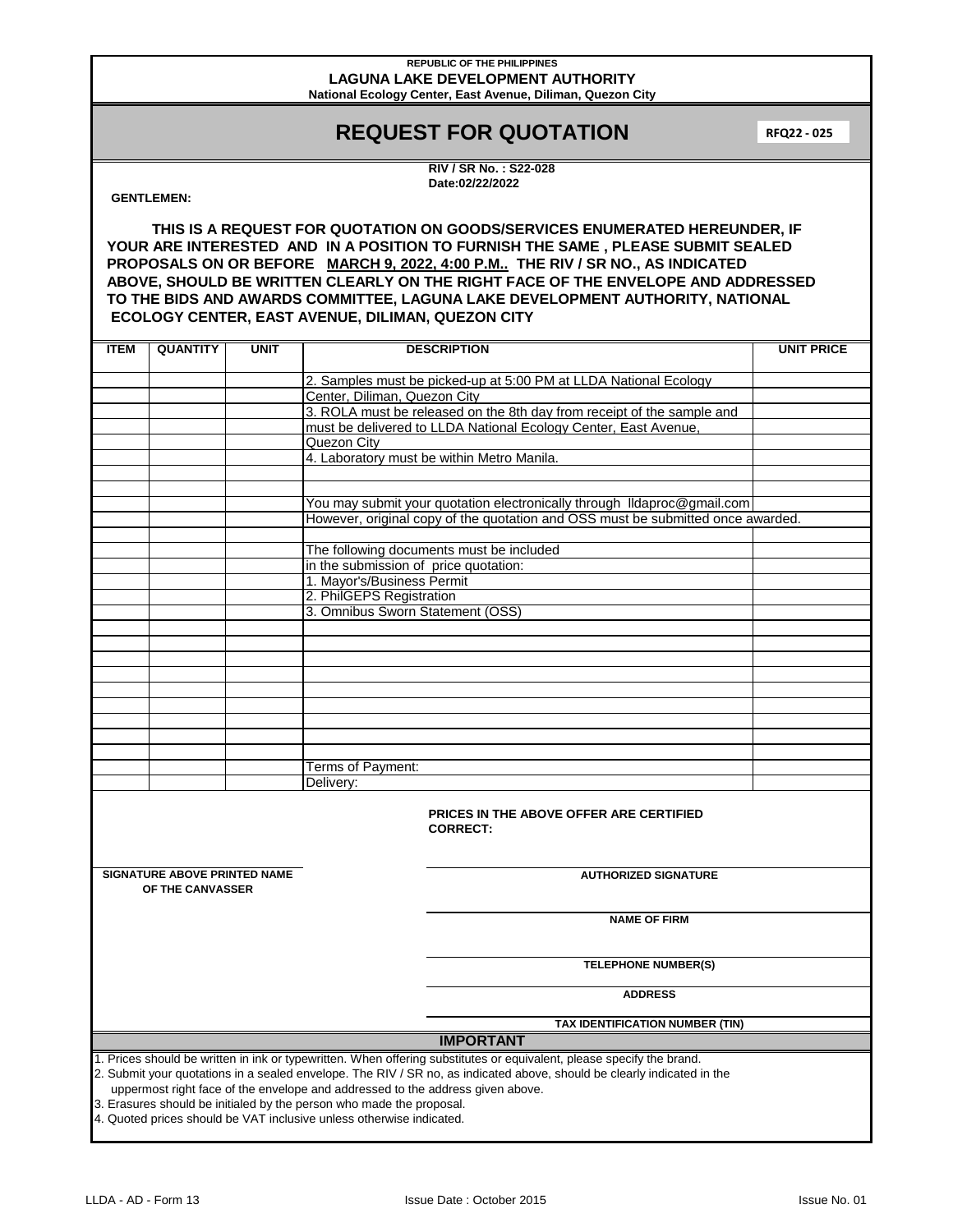REPUBLIC OF THE PHILIPPINES

**LAGUNA LAKE DEVELOPMENT AUTHORITY**

**National Ecology Center, East Avenue, Diliman, Quezon City**

# REQUEST FOR QUOTATION

**RFQ22 - 025**

**RIV / SR No. : S22-028**

**Date:02/22/2022**

**GENTLEMEN:**

**THIS IS A REQUEST FOR QUOTATION ON GOODS/SERVICES ENUMERATED HEREUNDER, IF YOUR ARE INTERESTED AND IN A POSITION TO FURNISH THE SAME , PLEASE SUBMIT SEALED PROPOSALS ON OR BEFORE MARCH 9, 2022, 4:00 P.M.. THE RIV / SR NO., AS INDICATED ABOVE, SHOULD BE WRITTEN CLEARLY ON THE RIGHT FACE OF THE ENVELOPE AND ADDRESSED TO THE BIDS AND AWARDS COMMITTEE, LAGUNA LAKE DEVELOPMENT AUTHORITY, NATIONAL ECOLOGY CENTER, EAST AVENUE, DILIMAN, QUEZON CITY**

| ITEM | QUANTITY | UNIT | DESCRIPTION | UNIT PRICE |
|---|---|---|---|---|
| | | | 2. Samples must be picked-up at 5:00 PM at LLDA National Ecology | |
| | | | Center, Diliman, Quezon City | |
| | | | 3. ROLA must be released on the 8th day from receipt of the sample and | |
| | | | must be delivered to LLDA National Ecology Center, East Avenue, | |
| | | | Quezon City | |
| | | | 4. Laboratory must be within Metro Manila. | |
| | | | | |
| | | | | |
| | | | You may submit your quotation electronically through lldaproc@gmail.com | |
| | | | However, original copy of the quotation and OSS must be submitted once awarded. | |
| | | | | |
| | | | The following documents must be included | |
| | | | in the submission of price quotation: | |
| | | | 1. Mayor's/Business Permit | |
| | | | 2. PhilGEPS Registration | |
| | | | 3. Omnibus Sworn Statement (OSS) | |
| | | | | |
| | | | | |
| | | | | |
| | | | | |
| | | | | |
| | | | | |
| | | | | |
| | | | | |
| | | | | |
| | | | Terms of Payment: | |
| | | | Delivery: | |

**PRICES IN THE ABOVE OFFER ARE CERTIFIED CORRECT:**

**SIGNATURE ABOVE PRINTED NAME OF THE CANVASSER**

**AUTHORIZED SIGNATURE**

**NAME OF FIRM**

**TELEPHONE NUMBER(S)**

**ADDRESS**

**TAX IDENTIFICATION NUMBER (TIN)**

## IMPORTANT

1. Prices should be written in ink or typewritten. When offering substitutes or equivalent, please specify the brand.
2. Submit your quotations in a sealed envelope. The RIV / SR no, as indicated above, should be clearly indicated in the uppermost right face of the envelope and addressed to the address given above.
3. Erasures should be initialed by the person who made the proposal.
4. Quoted prices should be VAT inclusive unless otherwise indicated.

LLDA - AD - Form 13 Issue Date : October 2015 Issue No. 01